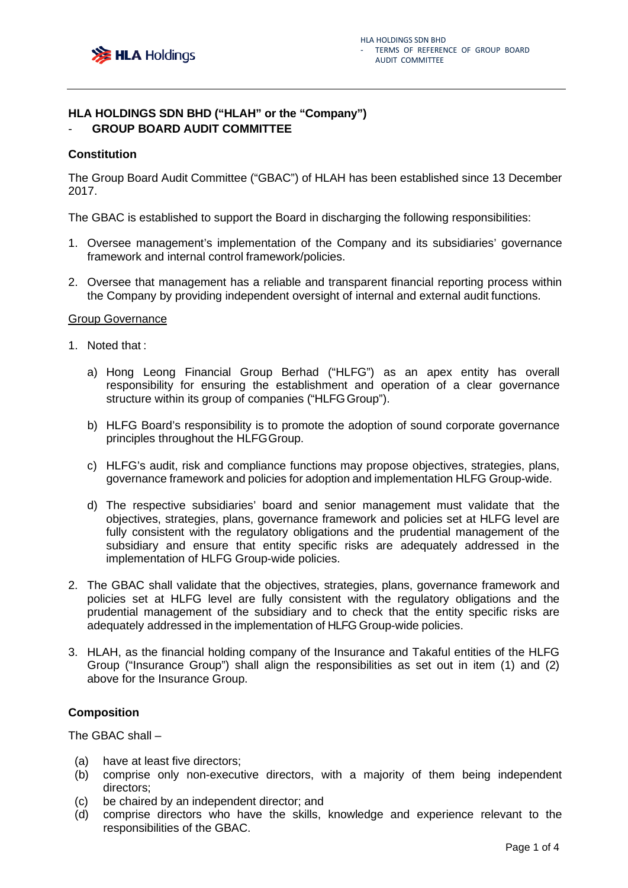**HLA HOLDINGS SDN BHD ("HLAH" or the "Company")**
**- GROUP BOARD AUDIT COMMITTEE**

**Constitution**

The Group Board Audit Committee ("GBAC") of HLAH has been established since 13 December 2017.

The GBAC is established to support the Board in discharging the following responsibilities:

1. Oversee management's implementation of the Company and its subsidiaries' governance framework and internal control framework/policies.

2. Oversee that management has a reliable and transparent financial reporting process within the Company by providing independent oversight of internal and external audit functions.

Group Governance

1. Noted that :

   a) Hong Leong Financial Group Berhad ("HLFG") as an apex entity has overall responsibility for ensuring the establishment and operation of a clear governance structure within its group of companies ("HLFG Group").

   b) HLFG Board's responsibility is to promote the adoption of sound corporate governance principles throughout the HLFG Group.

   c) HLFG's audit, risk and compliance functions may propose objectives, strategies, plans, governance framework and policies for adoption and implementation HLFG Group-wide.

   d) The respective subsidiaries' board and senior management must validate that the objectives, strategies, plans, governance framework and policies set at HLFG level are fully consistent with the regulatory obligations and the prudential management of the subsidiary and ensure that entity specific risks are adequately addressed in the implementation of HLFG Group-wide policies.

2. The GBAC shall validate that the objectives, strategies, plans, governance framework and policies set at HLFG level are fully consistent with the regulatory obligations and the prudential management of the subsidiary and to check that the entity specific risks are adequately addressed in the implementation of HLFG Group-wide policies.

3. HLAH, as the financial holding company of the Insurance and Takaful entities of the HLFG Group ("Insurance Group") shall align the responsibilities as set out in item (1) and (2) above for the Insurance Group.

**Composition**

The GBAC shall –

(a) have at least five directors;
(b) comprise only non-executive directors, with a majority of them being independent directors;
(c) be chaired by an independent director; and
(d) comprise directors who have the skills, knowledge and experience relevant to the responsibilities of the GBAC.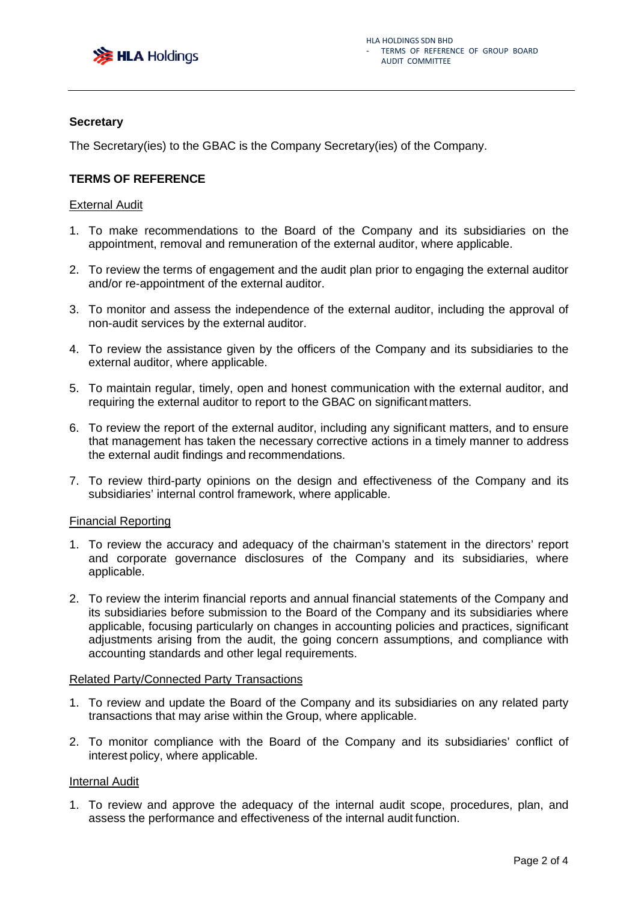**Secretary**

The Secretary(ies) to the GBAC is the Company Secretary(ies) of the Company.

**TERMS OF REFERENCE**

External Audit

1. To make recommendations to the Board of the Company and its subsidiaries on the appointment, removal and remuneration of the external auditor, where applicable.

2. To review the terms of engagement and the audit plan prior to engaging the external auditor and/or re-appointment of the external auditor.

3. To monitor and assess the independence of the external auditor, including the approval of non-audit services by the external auditor.

4. To review the assistance given by the officers of the Company and its subsidiaries to the external auditor, where applicable.

5. To maintain regular, timely, open and honest communication with the external auditor, and requiring the external auditor to report to the GBAC on significant matters.

6. To review the report of the external auditor, including any significant matters, and to ensure that management has taken the necessary corrective actions in a timely manner to address the external audit findings and recommendations.

7. To review third-party opinions on the design and effectiveness of the Company and its subsidiaries' internal control framework, where applicable.

Financial Reporting

1. To review the accuracy and adequacy of the chairman's statement in the directors' report and corporate governance disclosures of the Company and its subsidiaries, where applicable.

2. To review the interim financial reports and annual financial statements of the Company and its subsidiaries before submission to the Board of the Company and its subsidiaries where applicable, focusing particularly on changes in accounting policies and practices, significant adjustments arising from the audit, the going concern assumptions, and compliance with accounting standards and other legal requirements.

Related Party/Connected Party Transactions

1. To review and update the Board of the Company and its subsidiaries on any related party transactions that may arise within the Group, where applicable.

2. To monitor compliance with the Board of the Company and its subsidiaries' conflict of interest policy, where applicable.

Internal Audit

1. To review and approve the adequacy of the internal audit scope, procedures, plan, and assess the performance and effectiveness of the internal audit function.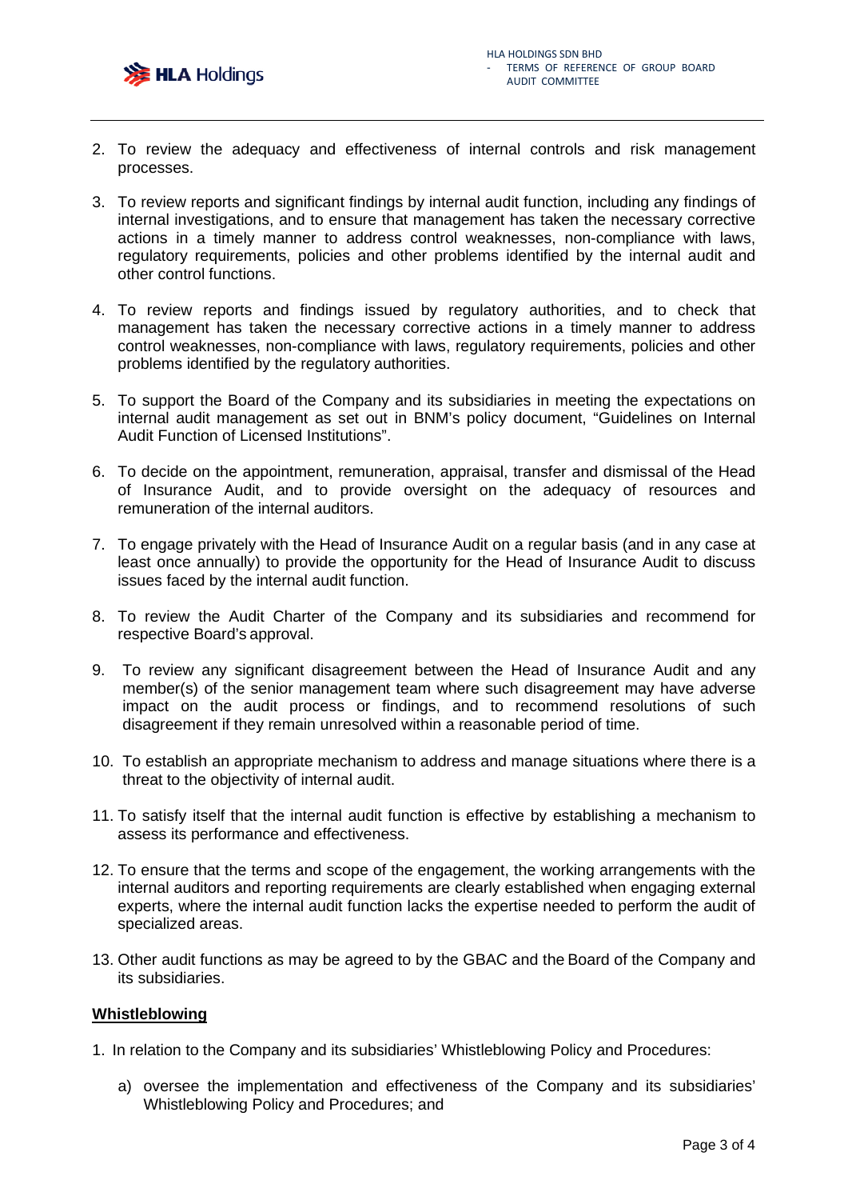2. To review the adequacy and effectiveness of internal controls and risk management processes.

3. To review reports and significant findings by internal audit function, including any findings of internal investigations, and to ensure that management has taken the necessary corrective actions in a timely manner to address control weaknesses, non-compliance with laws, regulatory requirements, policies and other problems identified by the internal audit and other control functions.

4. To review reports and findings issued by regulatory authorities, and to check that management has taken the necessary corrective actions in a timely manner to address control weaknesses, non-compliance with laws, regulatory requirements, policies and other problems identified by the regulatory authorities.

5. To support the Board of the Company and its subsidiaries in meeting the expectations on internal audit management as set out in BNM's policy document, "Guidelines on Internal Audit Function of Licensed Institutions".

6. To decide on the appointment, remuneration, appraisal, transfer and dismissal of the Head of Insurance Audit, and to provide oversight on the adequacy of resources and remuneration of the internal auditors.

7. To engage privately with the Head of Insurance Audit on a regular basis (and in any case at least once annually) to provide the opportunity for the Head of Insurance Audit to discuss issues faced by the internal audit function.

8. To review the Audit Charter of the Company and its subsidiaries and recommend for respective Board's approval.

9. To review any significant disagreement between the Head of Insurance Audit and any member(s) of the senior management team where such disagreement may have adverse impact on the audit process or findings, and to recommend resolutions of such disagreement if they remain unresolved within a reasonable period of time.

10. To establish an appropriate mechanism to address and manage situations where there is a threat to the objectivity of internal audit.

11. To satisfy itself that the internal audit function is effective by establishing a mechanism to assess its performance and effectiveness.

12. To ensure that the terms and scope of the engagement, the working arrangements with the internal auditors and reporting requirements are clearly established when engaging external experts, where the internal audit function lacks the expertise needed to perform the audit of specialized areas.

13. Other audit functions as may be agreed to by the GBAC and the Board of the Company and its subsidiaries.

**Whistleblowing**

1. In relation to the Company and its subsidiaries' Whistleblowing Policy and Procedures:

    a) oversee the implementation and effectiveness of the Company and its subsidiaries' Whistleblowing Policy and Procedures; and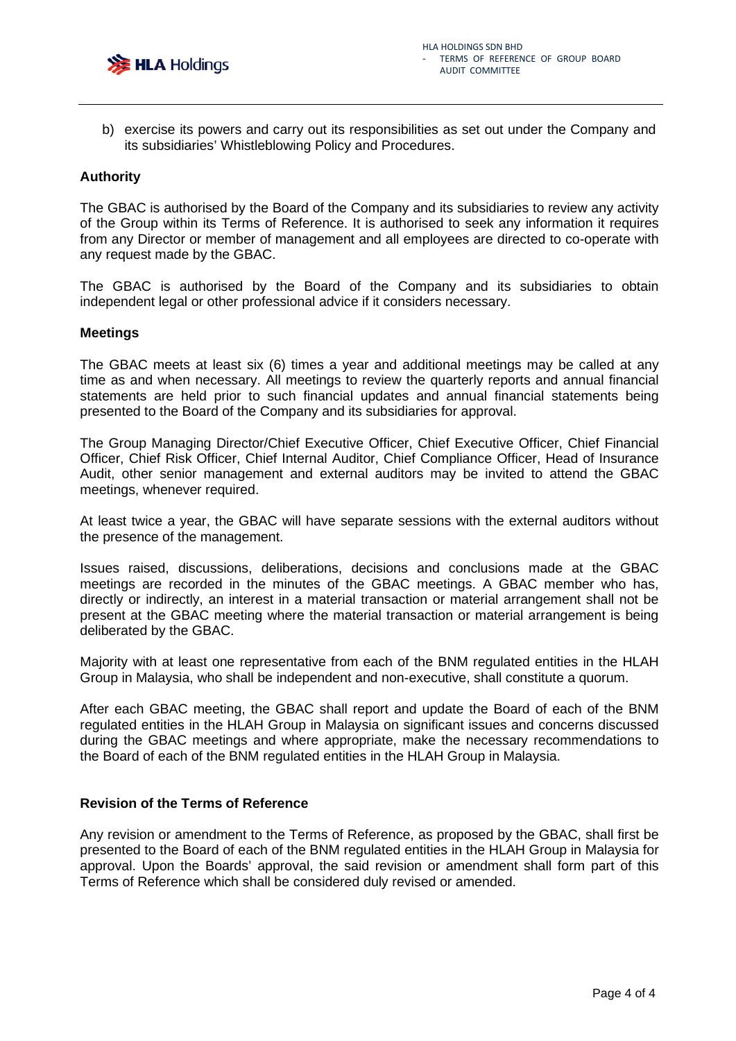b) exercise its powers and carry out its responsibilities as set out under the Company and its subsidiaries' Whistleblowing Policy and Procedures.

**Authority**

The GBAC is authorised by the Board of the Company and its subsidiaries to review any activity of the Group within its Terms of Reference. It is authorised to seek any information it requires from any Director or member of management and all employees are directed to co-operate with any request made by the GBAC.

The GBAC is authorised by the Board of the Company and its subsidiaries to obtain independent legal or other professional advice if it considers necessary.

**Meetings**

The GBAC meets at least six (6) times a year and additional meetings may be called at any time as and when necessary. All meetings to review the quarterly reports and annual financial statements are held prior to such financial updates and annual financial statements being presented to the Board of the Company and its subsidiaries for approval.

The Group Managing Director/Chief Executive Officer, Chief Executive Officer, Chief Financial Officer, Chief Risk Officer, Chief Internal Auditor, Chief Compliance Officer, Head of Insurance Audit, other senior management and external auditors may be invited to attend the GBAC meetings, whenever required.

At least twice a year, the GBAC will have separate sessions with the external auditors without the presence of the management.

Issues raised, discussions, deliberations, decisions and conclusions made at the GBAC meetings are recorded in the minutes of the GBAC meetings. A GBAC member who has, directly or indirectly, an interest in a material transaction or material arrangement shall not be present at the GBAC meeting where the material transaction or material arrangement is being deliberated by the GBAC.

Majority with at least one representative from each of the BNM regulated entities in the HLAH Group in Malaysia, who shall be independent and non-executive, shall constitute a quorum.

After each GBAC meeting, the GBAC shall report and update the Board of each of the BNM regulated entities in the HLAH Group in Malaysia on significant issues and concerns discussed during the GBAC meetings and where appropriate, make the necessary recommendations to the Board of each of the BNM regulated entities in the HLAH Group in Malaysia.

**Revision of the Terms of Reference**

Any revision or amendment to the Terms of Reference, as proposed by the GBAC, shall first be presented to the Board of each of the BNM regulated entities in the HLAH Group in Malaysia for approval. Upon the Boards' approval, the said revision or amendment shall form part of this Terms of Reference which shall be considered duly revised or amended.